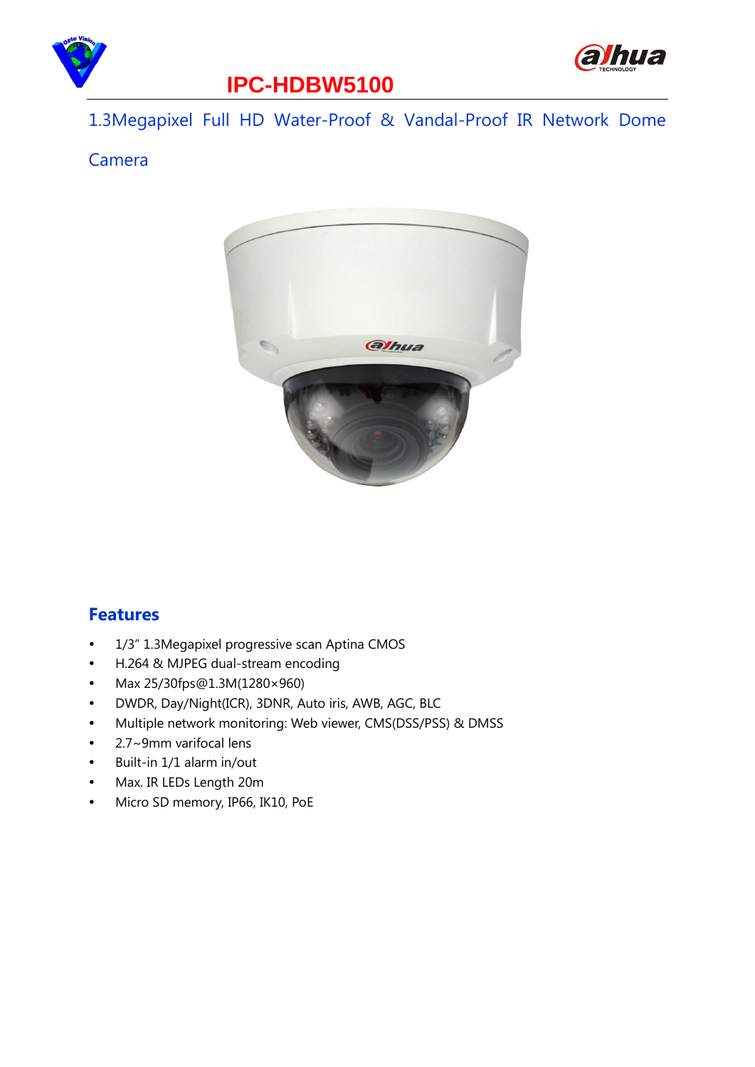# IPC-HDBW5100

## 1.3Megapixel Full HD Water-Proof & Vandal-Proof IR Network Dome Camera

## Features

- 1/3" 1.3Megapixel progressive scan Aptina CMOS
- H.264 & MJPEG dual-stream encoding
- Max 25/30fps@1.3M(1280×960)
- DWDR, Day/Night(ICR), 3DNR, Auto iris, AWB, AGC, BLC
- Multiple network monitoring: Web viewer, CMS(DSS/PSS) & DMSS
- 2.7~9mm varifocal lens
- Built-in 1/1 alarm in/out
- Max. IR LEDs Length 20m
- Micro SD memory, IP66, IK10, PoE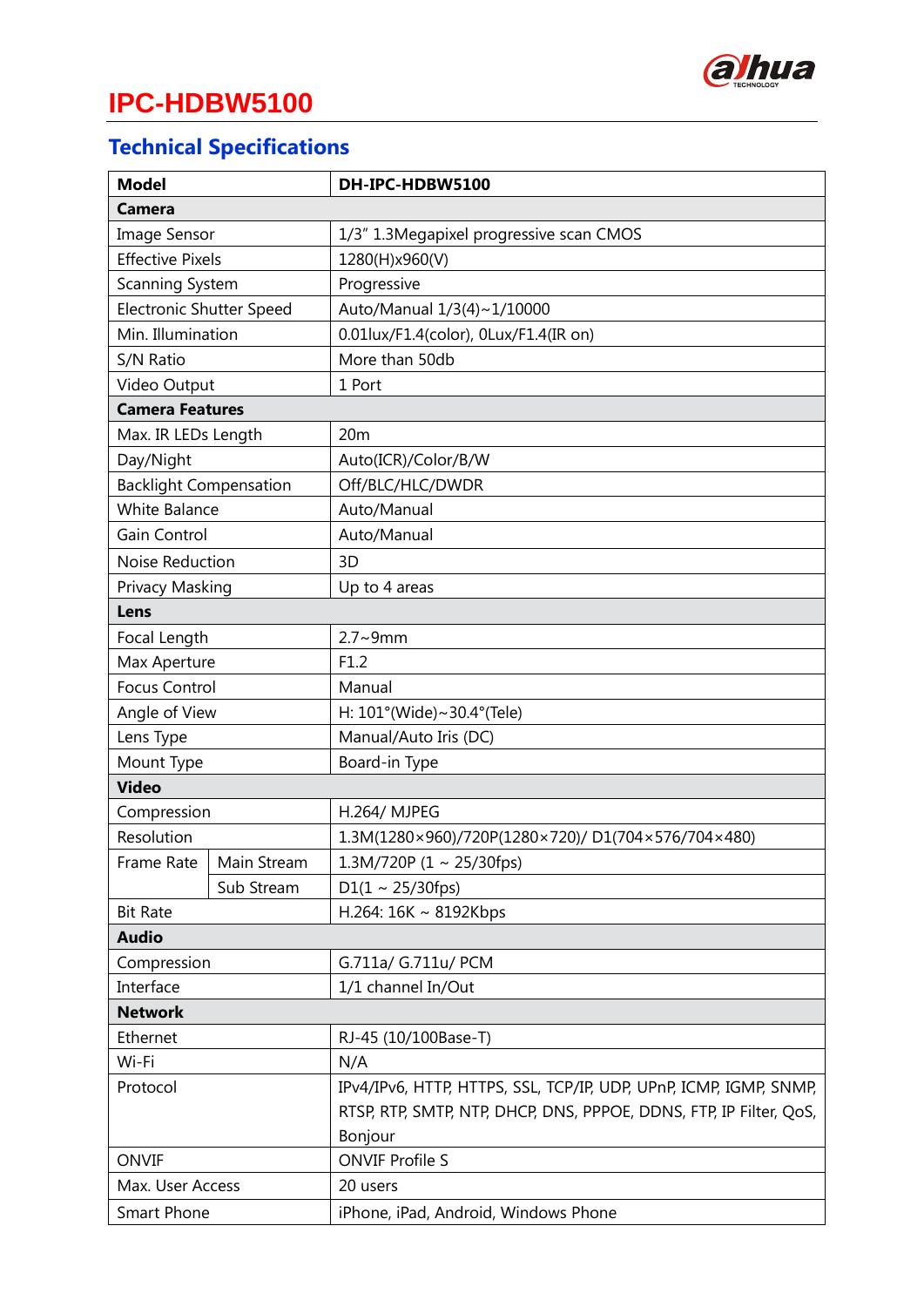# IPC-HDBW5100

## Technical Specifications

| Model | | DH-IPC-HDBW5100 |
|---|---|---|
| **Camera** | | |
| Image Sensor | | 1/3" 1.3Megapixel progressive scan CMOS |
| Effective Pixels | | 1280(H)x960(V) |
| Scanning System | | Progressive |
| Electronic Shutter Speed | | Auto/Manual 1/3(4)~1/10000 |
| Min. Illumination | | 0.01lux/F1.4(color), 0Lux/F1.4(IR on) |
| S/N Ratio | | More than 50db |
| Video Output | | 1 Port |
| **Camera Features** | | |
| Max. IR LEDs Length | | 20m |
| Day/Night | | Auto(ICR)/Color/B/W |
| Backlight Compensation | | Off/BLC/HLC/DWDR |
| White Balance | | Auto/Manual |
| Gain Control | | Auto/Manual |
| Noise Reduction | | 3D |
| Privacy Masking | | Up to 4 areas |
| **Lens** | | |
| Focal Length | | 2.7~9mm |
| Max Aperture | | F1.2 |
| Focus Control | | Manual |
| Angle of View | | H: 101°(Wide)~30.4°(Tele) |
| Lens Type | | Manual/Auto Iris (DC) |
| Mount Type | | Board-in Type |
| **Video** | | |
| Compression | | H.264/ MJPEG |
| Resolution | | 1.3M(1280×960)/720P(1280×720)/ D1(704×576/704×480) |
| Frame Rate | Main Stream | 1.3M/720P (1 ~ 25/30fps) |
| | Sub Stream | D1(1 ~ 25/30fps) |
| Bit Rate | | H.264: 16K ~ 8192Kbps |
| **Audio** | | |
| Compression | | G.711a/ G.711u/ PCM |
| Interface | | 1/1 channel In/Out |
| **Network** | | |
| Ethernet | | RJ-45 (10/100Base-T) |
| Wi-Fi | | N/A |
| Protocol | | IPv4/IPv6, HTTP, HTTPS, SSL, TCP/IP, UDP, UPnP, ICMP, IGMP, SNMP, RTSP, RTP, SMTP, NTP, DHCP, DNS, PPPOE, DDNS, FTP, IP Filter, QoS, Bonjour |
| ONVIF | | ONVIF Profile S |
| Max. User Access | | 20 users |
| Smart Phone | | iPhone, iPad, Android, Windows Phone |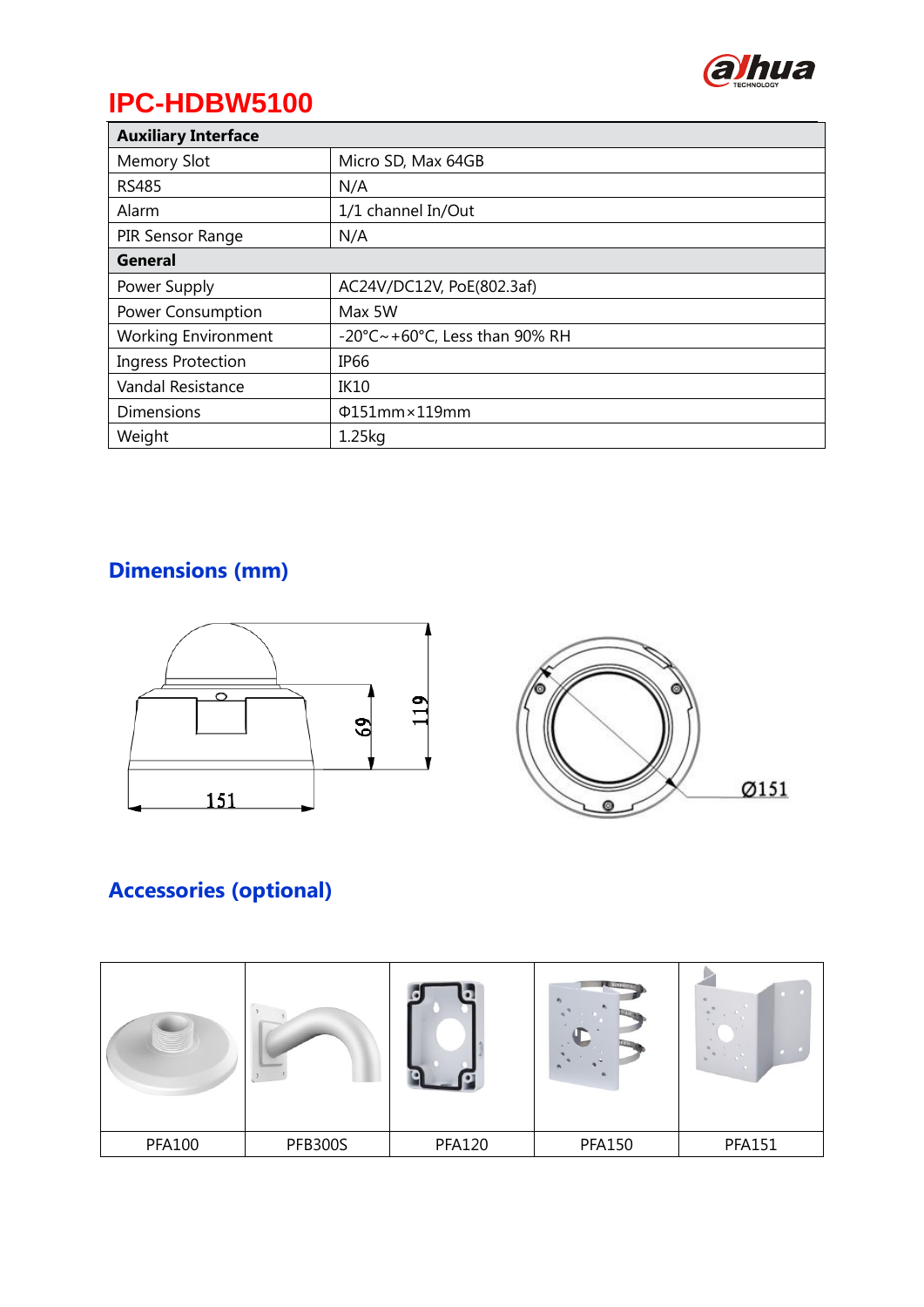# IPC-HDBW5100

| Auxiliary Interface | |
|---|---|
| Memory Slot | Micro SD, Max 64GB |
| RS485 | N/A |
| Alarm | 1/1 channel In/Out |
| PIR Sensor Range | N/A |
| **General** | |
| Power Supply | AC24V/DC12V, PoE(802.3af) |
| Power Consumption | Max 5W |
| Working Environment | -20°C~+60°C, Less than 90% RH |
| Ingress Protection | IP66 |
| Vandal Resistance | IK10 |
| Dimensions | Φ151mm×119mm |
| Weight | 1.25kg |

## Dimensions (mm)

151

69

119

Ø151

## Accessories (optional)

| PFA100 | PFB300S | PFA120 | PFA150 | PFA151 |
|---|---|---|---|---|